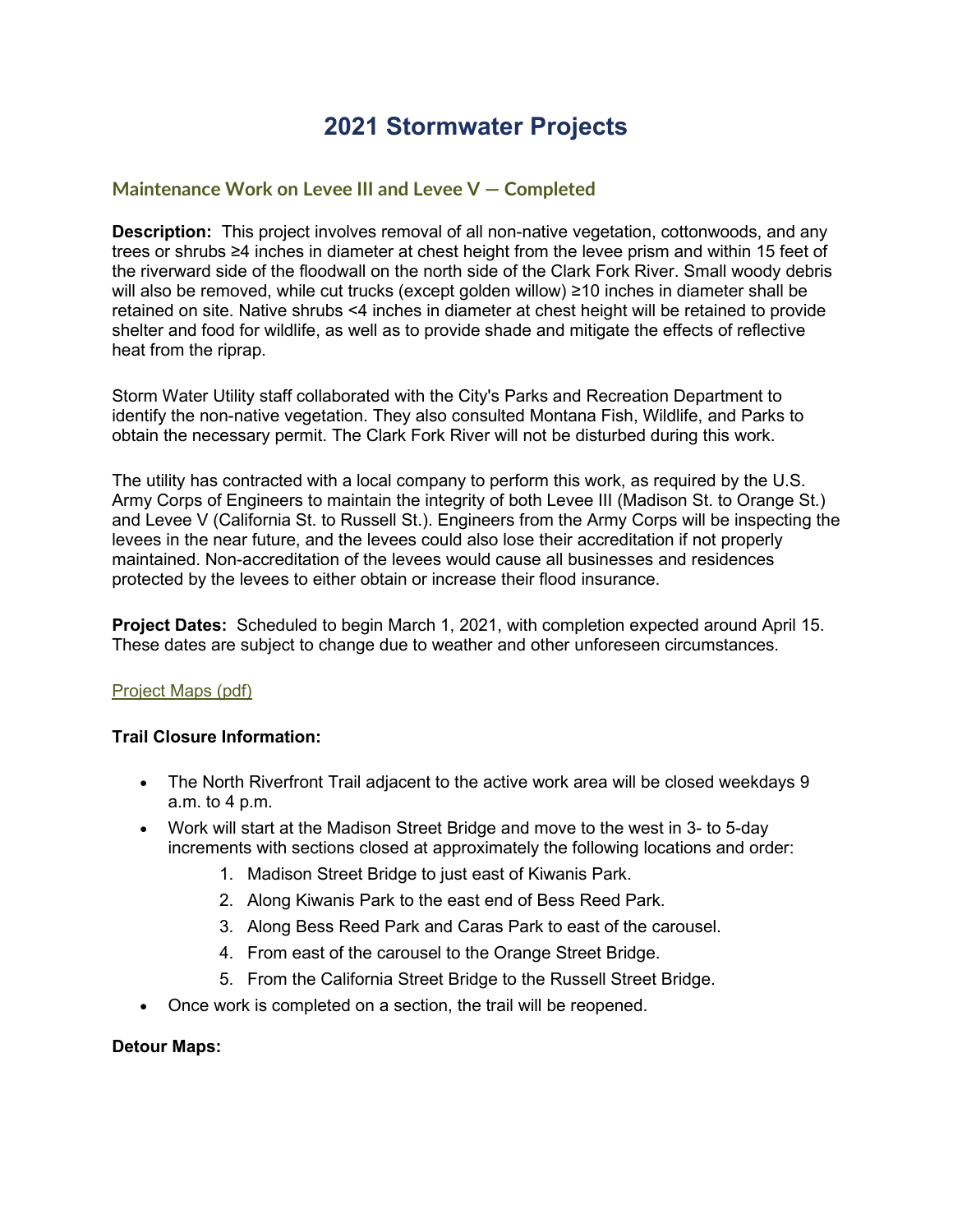# 2021 Stormwater Projects

## Maintenance Work on Levee III and Levee V — Completed

**Description:** This project involves removal of all non-native vegetation, cottonwoods, and any trees or shrubs ≥4 inches in diameter at chest height from the levee prism and within 15 feet of the riverward side of the floodwall on the north side of the Clark Fork River. Small woody debris will also be removed, while cut trucks (except golden willow) ≥10 inches in diameter shall be retained on site. Native shrubs <4 inches in diameter at chest height will be retained to provide shelter and food for wildlife, as well as to provide shade and mitigate the effects of reflective heat from the riprap.

Storm Water Utility staff collaborated with the City's Parks and Recreation Department to identify the non-native vegetation. They also consulted Montana Fish, Wildlife, and Parks to obtain the necessary permit. The Clark Fork River will not be disturbed during this work.

The utility has contracted with a local company to perform this work, as required by the U.S. Army Corps of Engineers to maintain the integrity of both Levee III (Madison St. to Orange St.) and Levee V (California St. to Russell St.). Engineers from the Army Corps will be inspecting the levees in the near future, and the levees could also lose their accreditation if not properly maintained. Non-accreditation of the levees would cause all businesses and residences protected by the levees to either obtain or increase their flood insurance.

**Project Dates:** Scheduled to begin March 1, 2021, with completion expected around April 15. These dates are subject to change due to weather and other unforeseen circumstances.

Project Maps (pdf)

**Trail Closure Information:**

- The North Riverfront Trail adjacent to the active work area will be closed weekdays 9 a.m. to 4 p.m.
- Work will start at the Madison Street Bridge and move to the west in 3- to 5-day increments with sections closed at approximately the following locations and order:
    1. Madison Street Bridge to just east of Kiwanis Park.
    2. Along Kiwanis Park to the east end of Bess Reed Park.
    3. Along Bess Reed Park and Caras Park to east of the carousel.
    4. From east of the carousel to the Orange Street Bridge.
    5. From the California Street Bridge to the Russell Street Bridge.
- Once work is completed on a section, the trail will be reopened.

**Detour Maps:**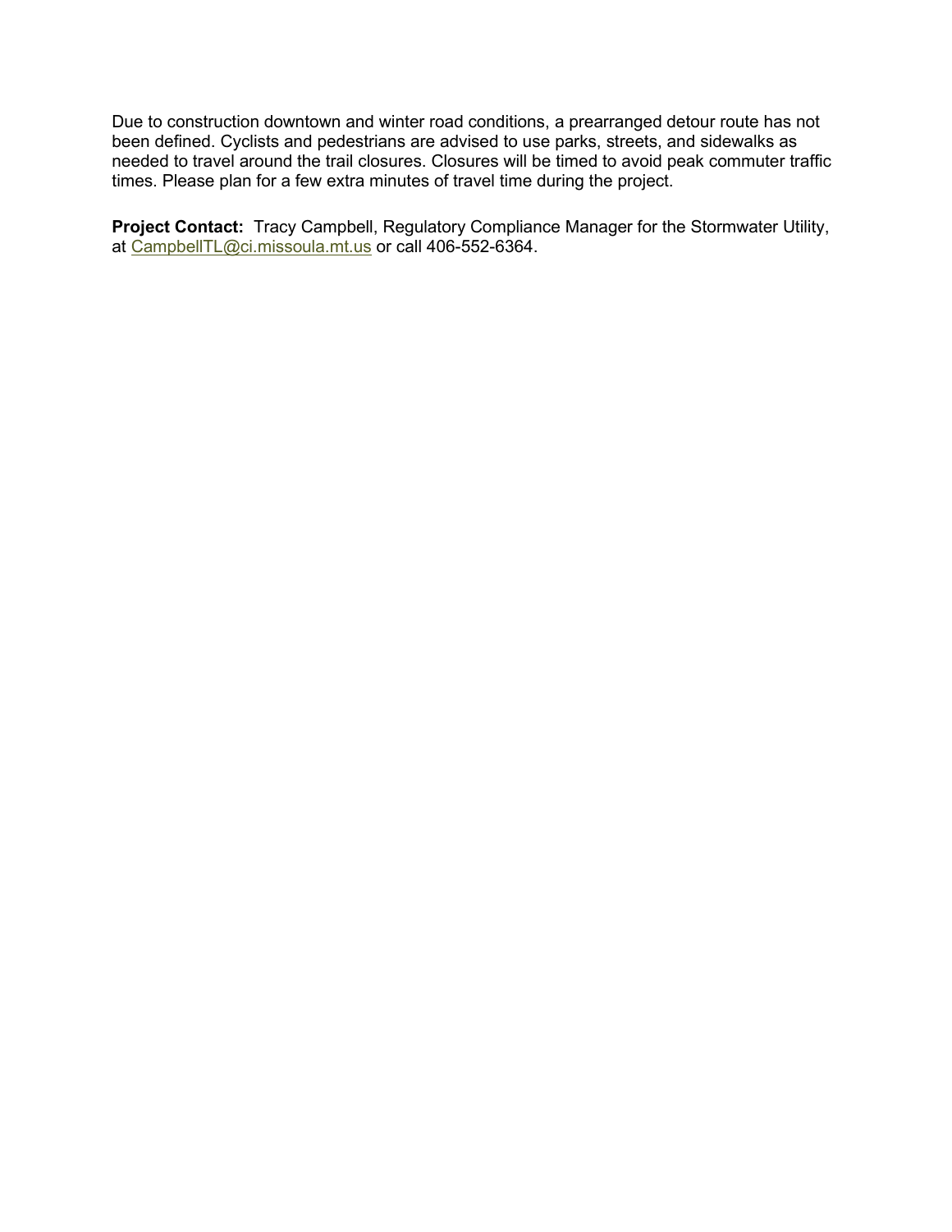Due to construction downtown and winter road conditions, a prearranged detour route has not been defined. Cyclists and pedestrians are advised to use parks, streets, and sidewalks as needed to travel around the trail closures. Closures will be timed to avoid peak commuter traffic times. Please plan for a few extra minutes of travel time during the project.

**Project Contact:** Tracy Campbell, Regulatory Compliance Manager for the Stormwater Utility, at [CampbellTL@ci.missoula.mt.us](mailto:CampbellTL@ci.missoula.mt.us) or call 406-552-6364.